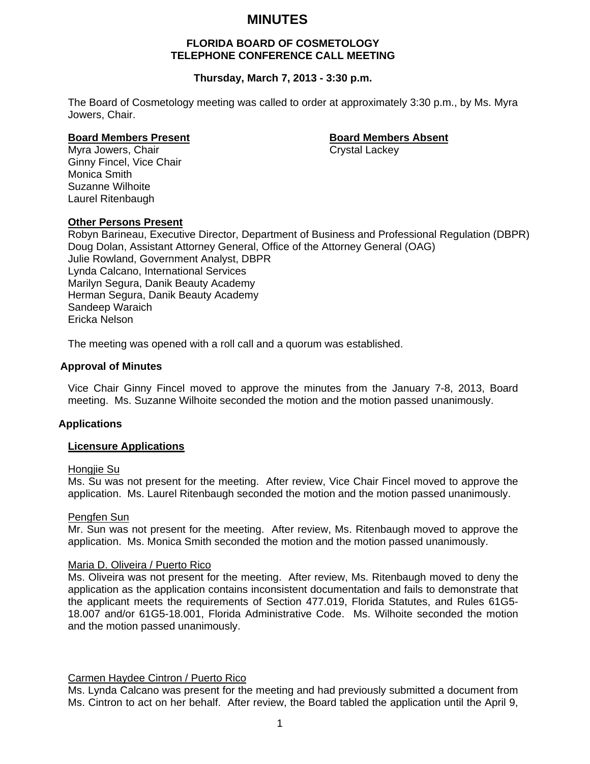# MINUTES

### FLORIDA BOARD OF COSMETOLOGY
### TELEPHONE CONFERENCE CALL MEETING

**Thursday, March 7, 2013 - 3:30 p.m.**

The Board of Cosmetology meeting was called to order at approximately 3:30 p.m., by Ms. Myra Jowers, Chair.

**Board Members Present**

Myra Jowers, Chair
Ginny Fincel, Vice Chair
Monica Smith
Suzanne Wilhoite
Laurel Ritenbaugh

**Board Members Absent**

Crystal Lackey

**Other Persons Present**

Robyn Barineau, Executive Director, Department of Business and Professional Regulation (DBPR)
Doug Dolan, Assistant Attorney General, Office of the Attorney General (OAG)
Julie Rowland, Government Analyst, DBPR
Lynda Calcano, International Services
Marilyn Segura, Danik Beauty Academy
Herman Segura, Danik Beauty Academy
Sandeep Waraich
Ericka Nelson

The meeting was opened with a roll call and a quorum was established.

## Approval of Minutes

Vice Chair Ginny Fincel moved to approve the minutes from the January 7-8, 2013, Board meeting. Ms. Suzanne Wilhoite seconded the motion and the motion passed unanimously.

## Applications

### Licensure Applications

Hongjie Su

Ms. Su was not present for the meeting. After review, Vice Chair Fincel moved to approve the application. Ms. Laurel Ritenbaugh seconded the motion and the motion passed unanimously.

Pengfen Sun

Mr. Sun was not present for the meeting. After review, Ms. Ritenbaugh moved to approve the application. Ms. Monica Smith seconded the motion and the motion passed unanimously.

Maria D. Oliveira / Puerto Rico

Ms. Oliveira was not present for the meeting. After review, Ms. Ritenbaugh moved to deny the application as the application contains inconsistent documentation and fails to demonstrate that the applicant meets the requirements of Section 477.019, Florida Statutes, and Rules 61G5-18.007 and/or 61G5-18.001, Florida Administrative Code. Ms. Wilhoite seconded the motion and the motion passed unanimously.

Carmen Haydee Cintron / Puerto Rico

Ms. Lynda Calcano was present for the meeting and had previously submitted a document from Ms. Cintron to act on her behalf. After review, the Board tabled the application until the April 9,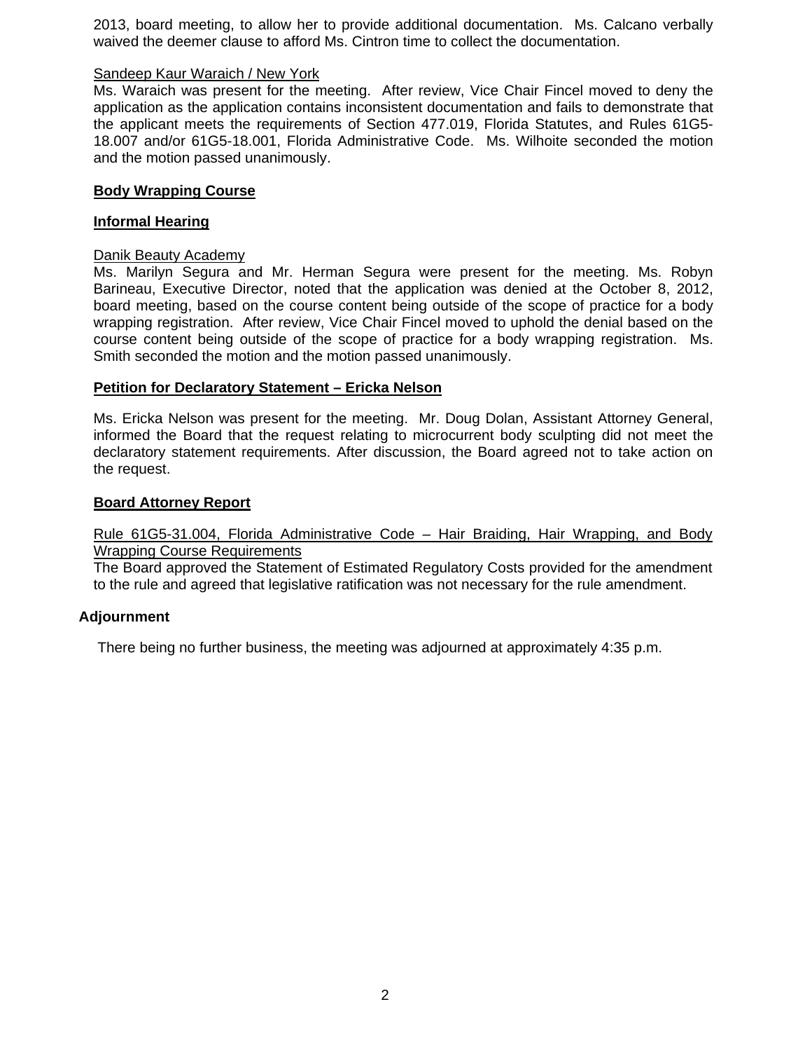2013, board meeting, to allow her to provide additional documentation. Ms. Calcano verbally waived the deemer clause to afford Ms. Cintron time to collect the documentation.

Sandeep Kaur Waraich / New York
Ms. Waraich was present for the meeting. After review, Vice Chair Fincel moved to deny the application as the application contains inconsistent documentation and fails to demonstrate that the applicant meets the requirements of Section 477.019, Florida Statutes, and Rules 61G5-18.007 and/or 61G5-18.001, Florida Administrative Code. Ms. Wilhoite seconded the motion and the motion passed unanimously.

**Body Wrapping Course**

**Informal Hearing**

Danik Beauty Academy
Ms. Marilyn Segura and Mr. Herman Segura were present for the meeting. Ms. Robyn Barineau, Executive Director, noted that the application was denied at the October 8, 2012, board meeting, based on the course content being outside of the scope of practice for a body wrapping registration. After review, Vice Chair Fincel moved to uphold the denial based on the course content being outside of the scope of practice for a body wrapping registration. Ms. Smith seconded the motion and the motion passed unanimously.

**Petition for Declaratory Statement – Ericka Nelson**

Ms. Ericka Nelson was present for the meeting. Mr. Doug Dolan, Assistant Attorney General, informed the Board that the request relating to microcurrent body sculpting did not meet the declaratory statement requirements. After discussion, the Board agreed not to take action on the request.

**Board Attorney Report**

Rule 61G5-31.004, Florida Administrative Code – Hair Braiding, Hair Wrapping, and Body Wrapping Course Requirements
The Board approved the Statement of Estimated Regulatory Costs provided for the amendment to the rule and agreed that legislative ratification was not necessary for the rule amendment.

**Adjournment**

There being no further business, the meeting was adjourned at approximately 4:35 p.m.